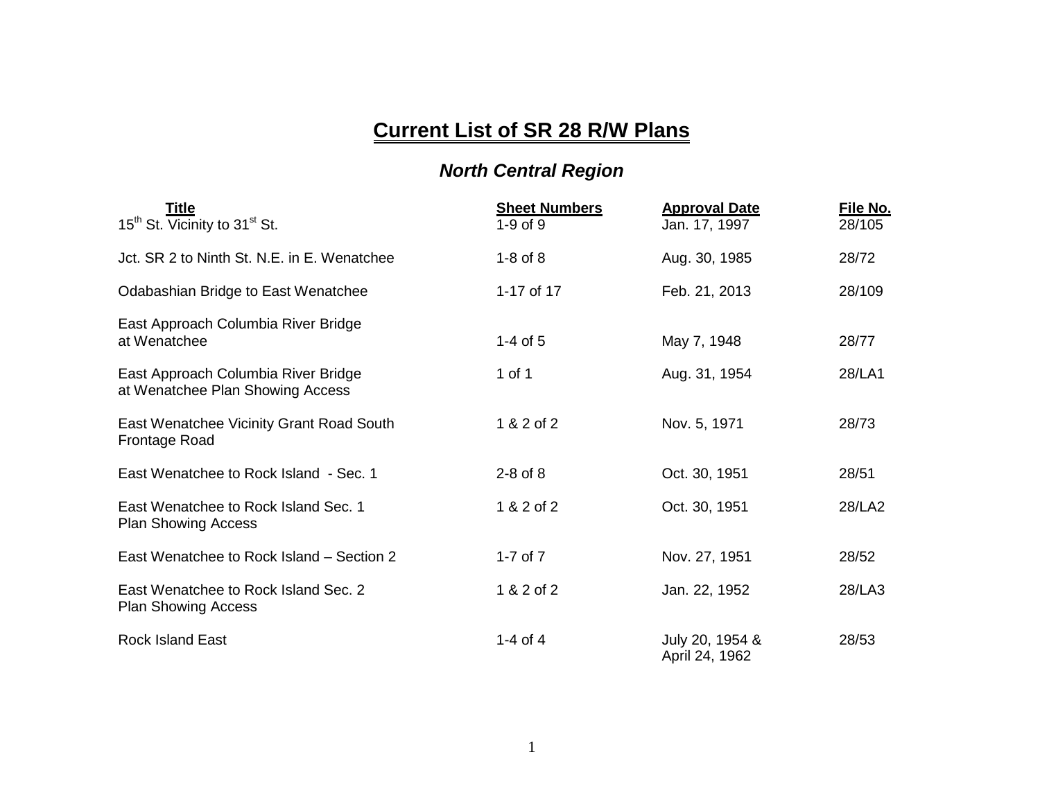# Current List of SR 28 R/W Plans

## *North Central Region*

| Title | Sheet Numbers | Approval Date | File No. |
|---|---|---|---|
| 15th St. Vicinity to 31st St. | 1-9 of 9 | Jan. 17, 1997 | 28/105 |
| Jct. SR 2 to Ninth St. N.E. in E. Wenatchee | 1-8 of 8 | Aug. 30, 1985 | 28/72 |
| Odabashian Bridge to East Wenatchee | 1-17 of 17 | Feb. 21, 2013 | 28/109 |
| East Approach Columbia River Bridge at Wenatchee | 1-4 of 5 | May 7, 1948 | 28/77 |
| East Approach Columbia River Bridge at Wenatchee Plan Showing Access | 1 of 1 | Aug. 31, 1954 | 28/LA1 |
| East Wenatchee Vicinity Grant Road South Frontage Road | 1 & 2 of 2 | Nov. 5, 1971 | 28/73 |
| East Wenatchee to Rock Island - Sec. 1 | 2-8 of 8 | Oct. 30, 1951 | 28/51 |
| East Wenatchee to Rock Island Sec. 1 Plan Showing Access | 1 & 2 of 2 | Oct. 30, 1951 | 28/LA2 |
| East Wenatchee to Rock Island – Section 2 | 1-7 of 7 | Nov. 27, 1951 | 28/52 |
| East Wenatchee to Rock Island Sec. 2 Plan Showing Access | 1 & 2 of 2 | Jan. 22, 1952 | 28/LA3 |
| Rock Island East | 1-4 of 4 | July 20, 1954 & April 24, 1962 | 28/53 |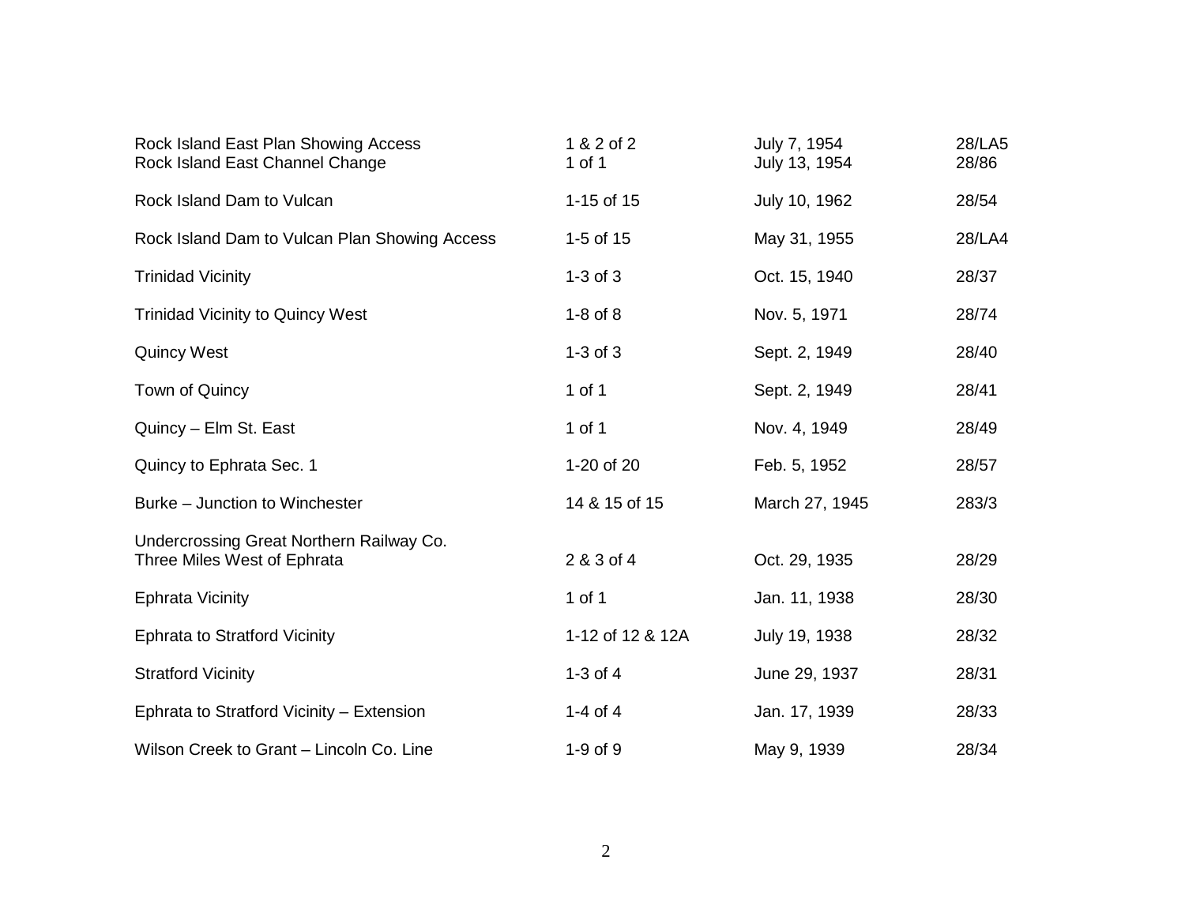| | | | |
|---|---|---|---|
| Rock Island East Plan Showing Access | 1 & 2 of 2 | July 7, 1954 | 28/LA5 |
| Rock Island East Channel Change | 1 of 1 | July 13, 1954 | 28/86 |
| Rock Island Dam to Vulcan | 1-15 of 15 | July 10, 1962 | 28/54 |
| Rock Island Dam to Vulcan Plan Showing Access | 1-5 of 15 | May 31, 1955 | 28/LA4 |
| Trinidad Vicinity | 1-3 of 3 | Oct. 15, 1940 | 28/37 |
| Trinidad Vicinity to Quincy West | 1-8 of 8 | Nov. 5, 1971 | 28/74 |
| Quincy West | 1-3 of 3 | Sept. 2, 1949 | 28/40 |
| Town of Quincy | 1 of 1 | Sept. 2, 1949 | 28/41 |
| Quincy – Elm St. East | 1 of 1 | Nov. 4, 1949 | 28/49 |
| Quincy to Ephrata Sec. 1 | 1-20 of 20 | Feb. 5, 1952 | 28/57 |
| Burke – Junction to Winchester | 14 & 15 of 15 | March 27, 1945 | 283/3 |
| Undercrossing Great Northern Railway Co. Three Miles West of Ephrata | 2 & 3 of 4 | Oct. 29, 1935 | 28/29 |
| Ephrata Vicinity | 1 of 1 | Jan. 11, 1938 | 28/30 |
| Ephrata to Stratford Vicinity | 1-12 of 12 & 12A | July 19, 1938 | 28/32 |
| Stratford Vicinity | 1-3 of 4 | June 29, 1937 | 28/31 |
| Ephrata to Stratford Vicinity – Extension | 1-4 of 4 | Jan. 17, 1939 | 28/33 |
| Wilson Creek to Grant – Lincoln Co. Line | 1-9 of 9 | May 9, 1939 | 28/34 |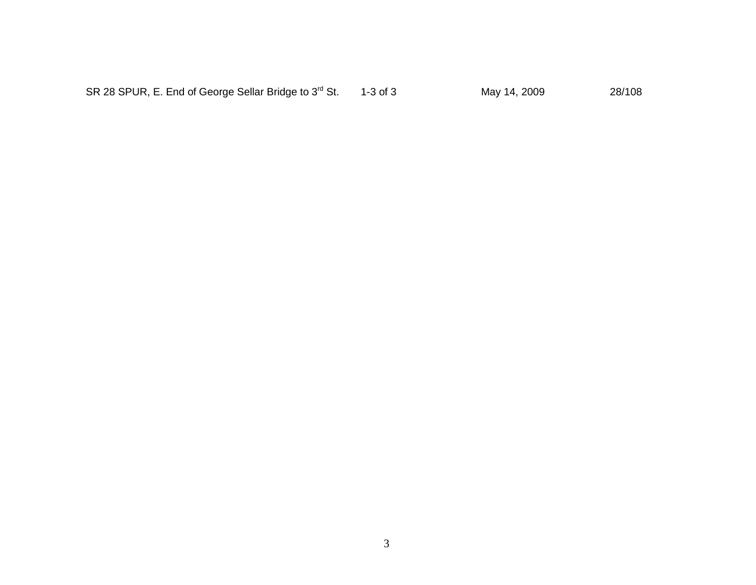| | | | |
|---|---|---|---|
| SR 28 SPUR, E. End of George Sellar Bridge to 3rd St. | 1-3 of 3 | May 14, 2009 | 28/108 |